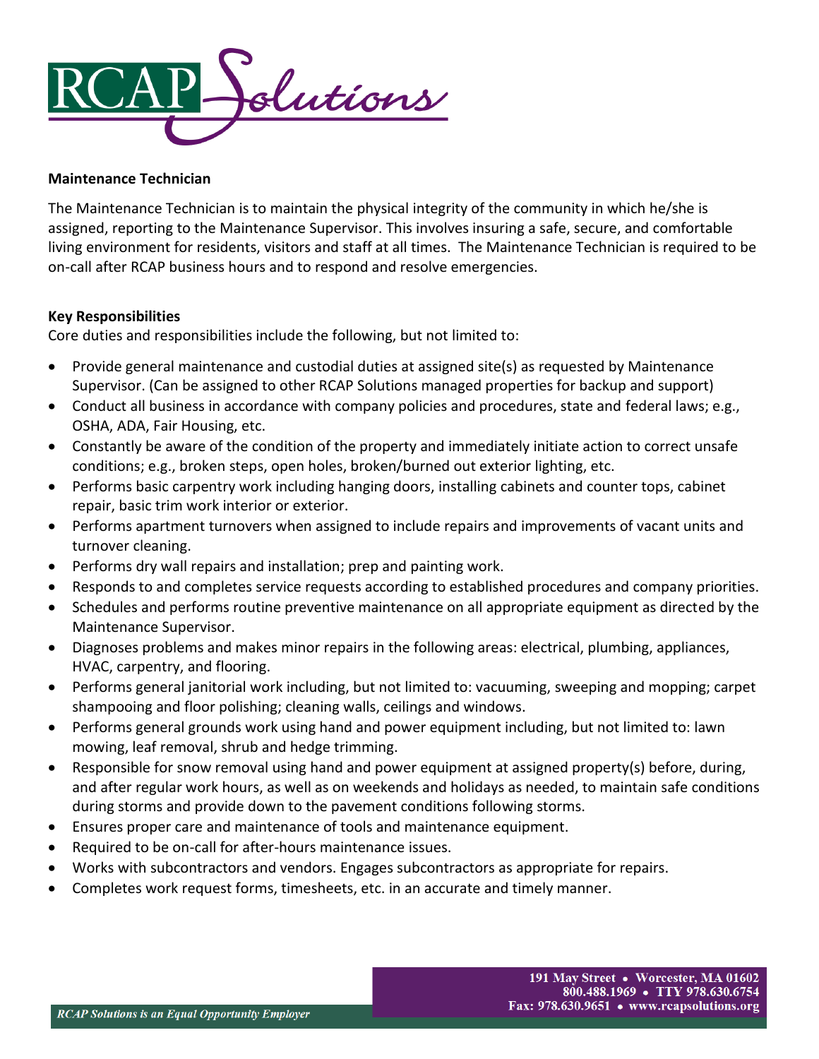# RCAP Solutions

**Maintenance Technician**

The Maintenance Technician is to maintain the physical integrity of the community in which he/she is assigned, reporting to the Maintenance Supervisor. This involves insuring a safe, secure, and comfortable living environment for residents, visitors and staff at all times. The Maintenance Technician is required to be on-call after RCAP business hours and to respond and resolve emergencies.

**Key Responsibilities**

Core duties and responsibilities include the following, but not limited to:

- Provide general maintenance and custodial duties at assigned site(s) as requested by Maintenance Supervisor. (Can be assigned to other RCAP Solutions managed properties for backup and support)
- Conduct all business in accordance with company policies and procedures, state and federal laws; e.g., OSHA, ADA, Fair Housing, etc.
- Constantly be aware of the condition of the property and immediately initiate action to correct unsafe conditions; e.g., broken steps, open holes, broken/burned out exterior lighting, etc.
- Performs basic carpentry work including hanging doors, installing cabinets and counter tops, cabinet repair, basic trim work interior or exterior.
- Performs apartment turnovers when assigned to include repairs and improvements of vacant units and turnover cleaning.
- Performs dry wall repairs and installation; prep and painting work.
- Responds to and completes service requests according to established procedures and company priorities.
- Schedules and performs routine preventive maintenance on all appropriate equipment as directed by the Maintenance Supervisor.
- Diagnoses problems and makes minor repairs in the following areas: electrical, plumbing, appliances, HVAC, carpentry, and flooring.
- Performs general janitorial work including, but not limited to: vacuuming, sweeping and mopping; carpet shampooing and floor polishing; cleaning walls, ceilings and windows.
- Performs general grounds work using hand and power equipment including, but not limited to: lawn mowing, leaf removal, shrub and hedge trimming.
- Responsible for snow removal using hand and power equipment at assigned property(s) before, during, and after regular work hours, as well as on weekends and holidays as needed, to maintain safe conditions during storms and provide down to the pavement conditions following storms.
- Ensures proper care and maintenance of tools and maintenance equipment.
- Required to be on-call for after-hours maintenance issues.
- Works with subcontractors and vendors. Engages subcontractors as appropriate for repairs.
- Completes work request forms, timesheets, etc. in an accurate and timely manner.

*RCAP Solutions is an Equal Opportunity Employer*

**191 May Street • Worcester, MA 01602**
**800.488.1969 • TTY 978.630.6754**
**Fax: 978.630.9651 • www.rcapsolutions.org**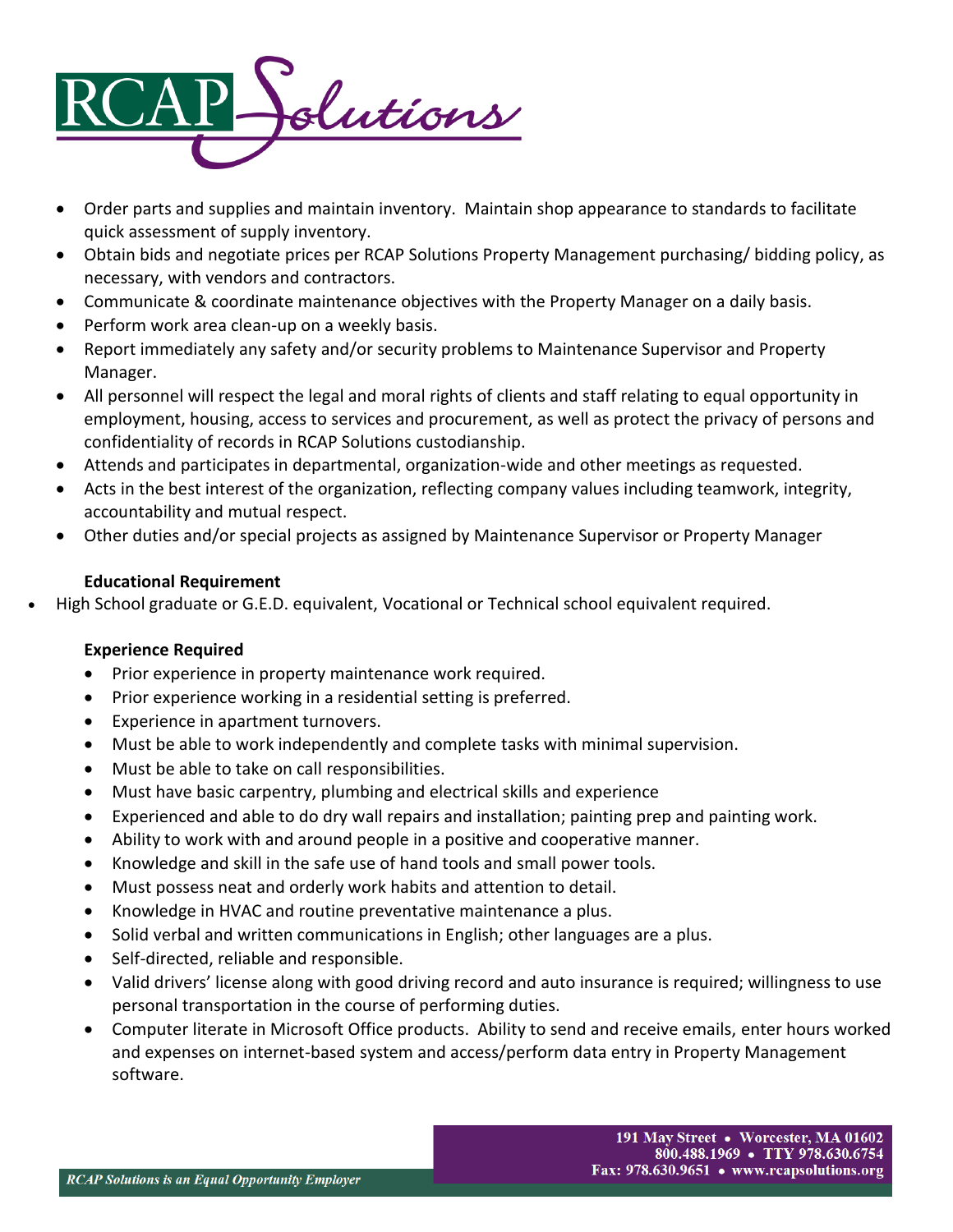- Order parts and supplies and maintain inventory. Maintain shop appearance to standards to facilitate quick assessment of supply inventory.
- Obtain bids and negotiate prices per RCAP Solutions Property Management purchasing/ bidding policy, as necessary, with vendors and contractors.
- Communicate & coordinate maintenance objectives with the Property Manager on a daily basis.
- Perform work area clean-up on a weekly basis.
- Report immediately any safety and/or security problems to Maintenance Supervisor and Property Manager.
- All personnel will respect the legal and moral rights of clients and staff relating to equal opportunity in employment, housing, access to services and procurement, as well as protect the privacy of persons and confidentiality of records in RCAP Solutions custodianship.
- Attends and participates in departmental, organization-wide and other meetings as requested.
- Acts in the best interest of the organization, reflecting company values including teamwork, integrity, accountability and mutual respect.
- Other duties and/or special projects as assigned by Maintenance Supervisor or Property Manager

**Educational Requirement**

- High School graduate or G.E.D. equivalent, Vocational or Technical school equivalent required.

**Experience Required**

- Prior experience in property maintenance work required.
- Prior experience working in a residential setting is preferred.
- Experience in apartment turnovers.
- Must be able to work independently and complete tasks with minimal supervision.
- Must be able to take on call responsibilities.
- Must have basic carpentry, plumbing and electrical skills and experience
- Experienced and able to do dry wall repairs and installation; painting prep and painting work.
- Ability to work with and around people in a positive and cooperative manner.
- Knowledge and skill in the safe use of hand tools and small power tools.
- Must possess neat and orderly work habits and attention to detail.
- Knowledge in HVAC and routine preventative maintenance a plus.
- Solid verbal and written communications in English; other languages are a plus.
- Self-directed, reliable and responsible.
- Valid drivers' license along with good driving record and auto insurance is required; willingness to use personal transportation in the course of performing duties.
- Computer literate in Microsoft Office products. Ability to send and receive emails, enter hours worked and expenses on internet-based system and access/perform data entry in Property Management software.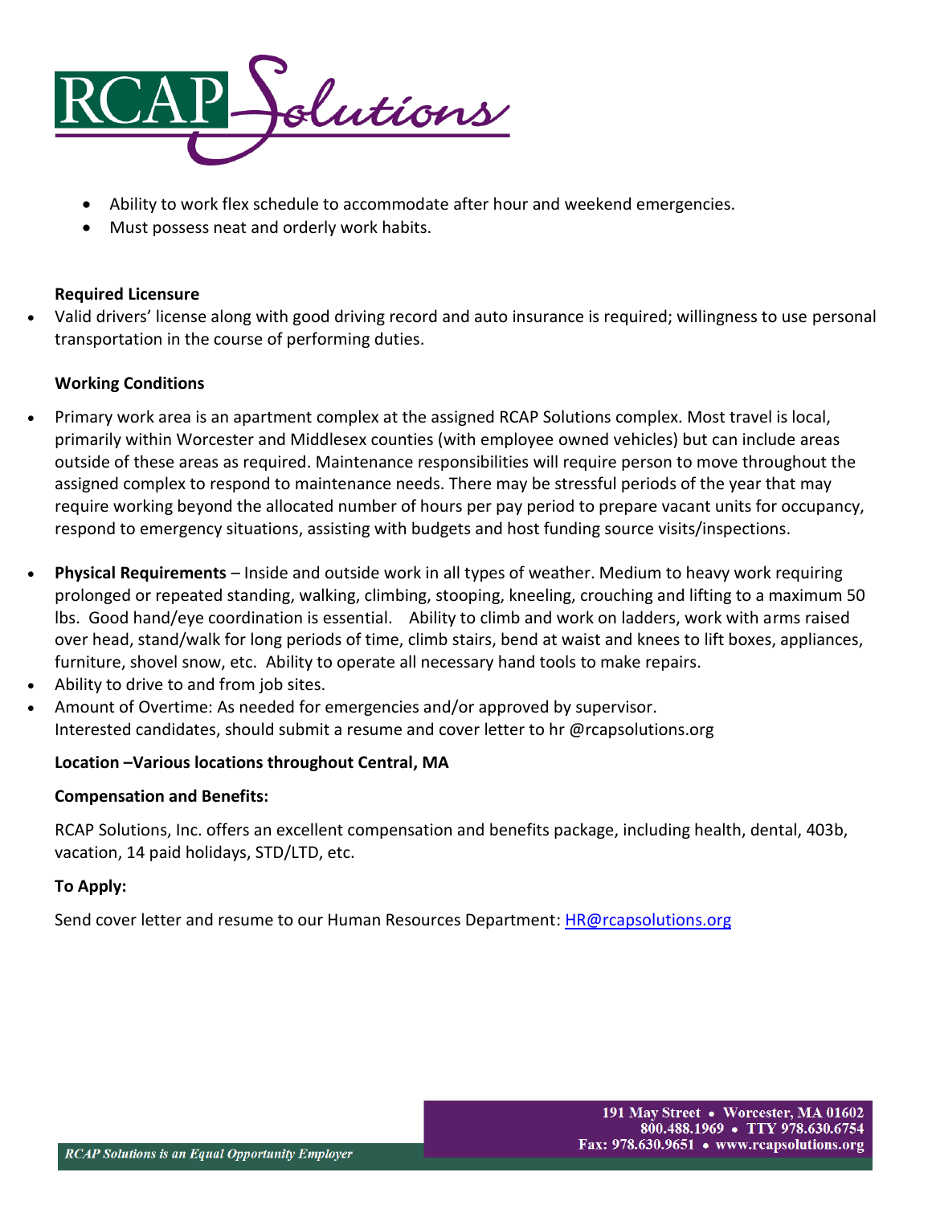- Ability to work flex schedule to accommodate after hour and weekend emergencies.
- Must possess neat and orderly work habits.

**Required Licensure**

- Valid drivers' license along with good driving record and auto insurance is required; willingness to use personal transportation in the course of performing duties.

**Working Conditions**

- Primary work area is an apartment complex at the assigned RCAP Solutions complex. Most travel is local, primarily within Worcester and Middlesex counties (with employee owned vehicles) but can include areas outside of these areas as required. Maintenance responsibilities will require person to move throughout the assigned complex to respond to maintenance needs. There may be stressful periods of the year that may require working beyond the allocated number of hours per pay period to prepare vacant units for occupancy, respond to emergency situations, assisting with budgets and host funding source visits/inspections.

- **Physical Requirements** – Inside and outside work in all types of weather. Medium to heavy work requiring prolonged or repeated standing, walking, climbing, stooping, kneeling, crouching and lifting to a maximum 50 lbs. Good hand/eye coordination is essential. Ability to climb and work on ladders, work with arms raised over head, stand/walk for long periods of time, climb stairs, bend at waist and knees to lift boxes, appliances, furniture, shovel snow, etc. Ability to operate all necessary hand tools to make repairs.
- Ability to drive to and from job sites.
- Amount of Overtime: As needed for emergencies and/or approved by supervisor.
  Interested candidates, should submit a resume and cover letter to hr @rcapsolutions.org

**Location –Various locations throughout Central, MA**

**Compensation and Benefits:**

RCAP Solutions, Inc. offers an excellent compensation and benefits package, including health, dental, 403b, vacation, 14 paid holidays, STD/LTD, etc.

**To Apply:**

Send cover letter and resume to our Human Resources Department: HR@rcapsolutions.org

*RCAP Solutions is an Equal Opportunity Employer*

191 May Street • Worcester, MA 01602
800.488.1969 • TTY 978.630.6754
Fax: 978.630.9651 • www.rcapsolutions.org